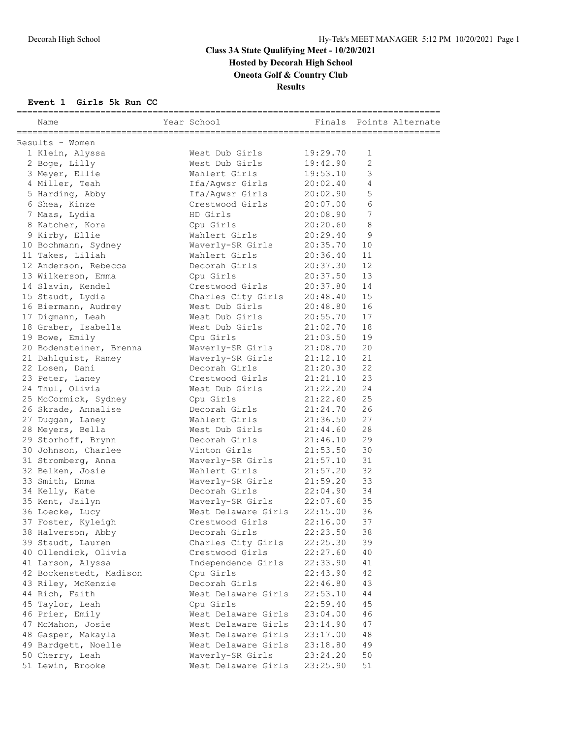# Class 3A State Qualifying Meet - 10/20/2021

## Hosted by Decorah High School

## Oneota Golf & Country Club

## Results

### Event 1 Girls 5k Run CC

Results - Women

| Place | Name | Year | School | Finals | Points | Alternate |
|---|---|---|---|---|---|---|
| 1 | Klein, Alyssa | | West Dub Girls | 19:29.70 | 1 | |
| 2 | Boge, Lilly | | West Dub Girls | 19:42.90 | 2 | |
| 3 | Meyer, Ellie | | Wahlert Girls | 19:53.10 | 3 | |
| 4 | Miller, Teah | | Ifa/Agwsr Girls | 20:02.40 | 4 | |
| 5 | Harding, Abby | | Ifa/Agwsr Girls | 20:02.90 | 5 | |
| 6 | Shea, Kinze | | Crestwood Girls | 20:07.00 | 6 | |
| 7 | Maas, Lydia | | HD Girls | 20:08.90 | 7 | |
| 8 | Katcher, Kora | | Cpu Girls | 20:20.60 | 8 | |
| 9 | Kirby, Ellie | | Wahlert Girls | 20:29.40 | 9 | |
| 10 | Bochmann, Sydney | | Waverly-SR Girls | 20:35.70 | 10 | |
| 11 | Takes, Liliah | | Wahlert Girls | 20:36.40 | 11 | |
| 12 | Anderson, Rebecca | | Decorah Girls | 20:37.30 | 12 | |
| 13 | Wilkerson, Emma | | Cpu Girls | 20:37.50 | 13 | |
| 14 | Slavin, Kendel | | Crestwood Girls | 20:37.80 | 14 | |
| 15 | Staudt, Lydia | | Charles City Girls | 20:48.40 | 15 | |
| 16 | Biermann, Audrey | | West Dub Girls | 20:48.80 | 16 | |
| 17 | Digmann, Leah | | West Dub Girls | 20:55.70 | 17 | |
| 18 | Graber, Isabella | | West Dub Girls | 21:02.70 | 18 | |
| 19 | Bowe, Emily | | Cpu Girls | 21:03.50 | 19 | |
| 20 | Bodensteiner, Brenna | | Waverly-SR Girls | 21:08.70 | 20 | |
| 21 | Dahlquist, Ramey | | Waverly-SR Girls | 21:12.10 | 21 | |
| 22 | Losen, Dani | | Decorah Girls | 21:20.30 | 22 | |
| 23 | Peter, Laney | | Crestwood Girls | 21:21.10 | 23 | |
| 24 | Thul, Olivia | | West Dub Girls | 21:22.20 | 24 | |
| 25 | McCormick, Sydney | | Cpu Girls | 21:22.60 | 25 | |
| 26 | Skrade, Annalise | | Decorah Girls | 21:24.70 | 26 | |
| 27 | Duggan, Laney | | Wahlert Girls | 21:36.50 | 27 | |
| 28 | Meyers, Bella | | West Dub Girls | 21:44.60 | 28 | |
| 29 | Storhoff, Brynn | | Decorah Girls | 21:46.10 | 29 | |
| 30 | Johnson, Charlee | | Vinton Girls | 21:53.50 | 30 | |
| 31 | Stromberg, Anna | | Waverly-SR Girls | 21:57.10 | 31 | |
| 32 | Belken, Josie | | Wahlert Girls | 21:57.20 | 32 | |
| 33 | Smith, Emma | | Waverly-SR Girls | 21:59.20 | 33 | |
| 34 | Kelly, Kate | | Decorah Girls | 22:04.90 | 34 | |
| 35 | Kent, Jailyn | | Waverly-SR Girls | 22:07.60 | 35 | |
| 36 | Loecke, Lucy | | West Delaware Girls | 22:15.00 | 36 | |
| 37 | Foster, Kyleigh | | Crestwood Girls | 22:16.00 | 37 | |
| 38 | Halverson, Abby | | Decorah Girls | 22:23.50 | 38 | |
| 39 | Staudt, Lauren | | Charles City Girls | 22:25.30 | 39 | |
| 40 | Ollendick, Olivia | | Crestwood Girls | 22:27.60 | 40 | |
| 41 | Larson, Alyssa | | Independence Girls | 22:33.90 | 41 | |
| 42 | Bockenstedt, Madison | | Cpu Girls | 22:43.90 | 42 | |
| 43 | Riley, McKenzie | | Decorah Girls | 22:46.80 | 43 | |
| 44 | Rich, Faith | | West Delaware Girls | 22:53.10 | 44 | |
| 45 | Taylor, Leah | | Cpu Girls | 22:59.40 | 45 | |
| 46 | Prier, Emily | | West Delaware Girls | 23:04.00 | 46 | |
| 47 | McMahon, Josie | | West Delaware Girls | 23:14.90 | 47 | |
| 48 | Gasper, Makayla | | West Delaware Girls | 23:17.00 | 48 | |
| 49 | Bardgett, Noelle | | West Delaware Girls | 23:18.80 | 49 | |
| 50 | Cherry, Leah | | Waverly-SR Girls | 23:24.20 | 50 | |
| 51 | Lewin, Brooke | | West Delaware Girls | 23:25.90 | 51 | |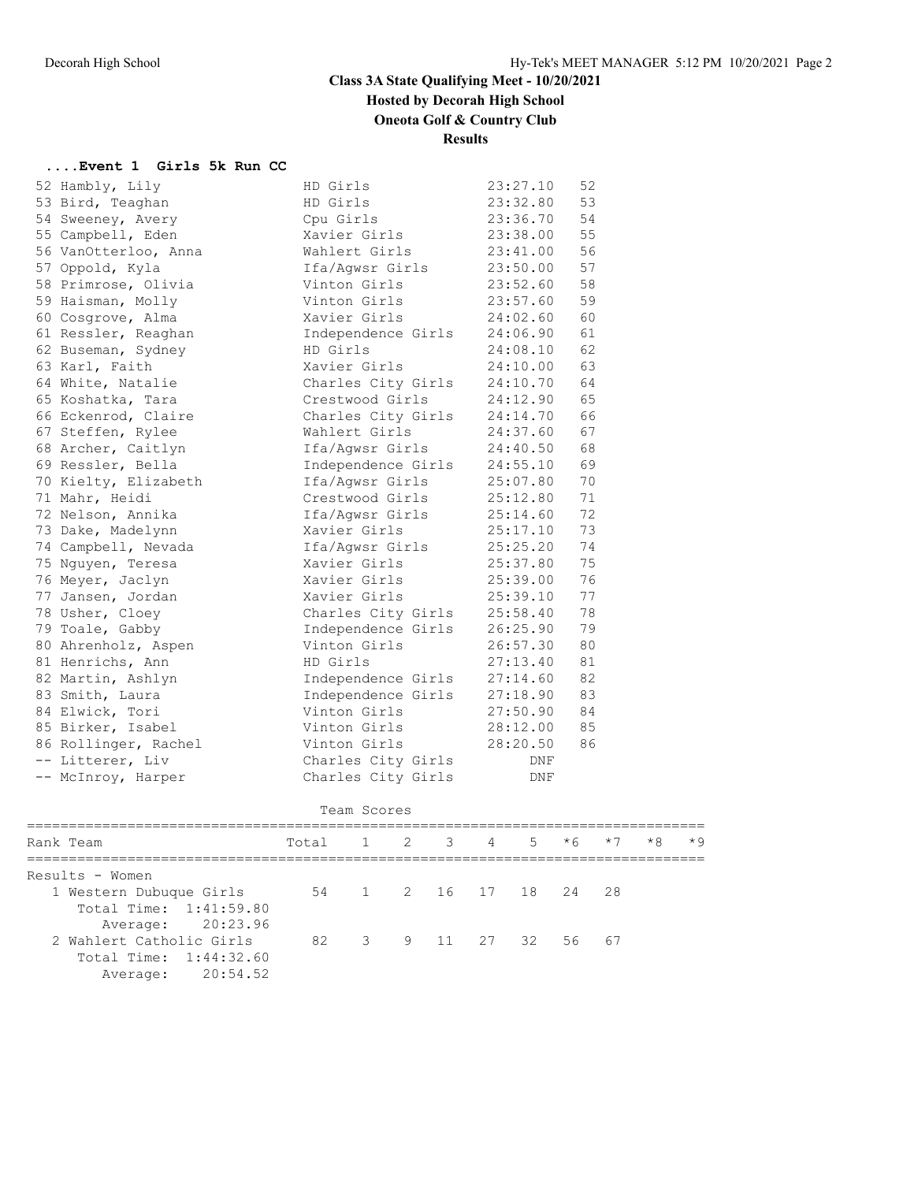# Class 3A State Qualifying Meet - 10/20/2021

## Hosted by Decorah High School

## Oneota Golf & Country Club

## Results

### ....Event 1 Girls 5k Run CC

| Place | Name | Team | Time | Points |
|---|---|---|---|---|
| 52 | Hambly, Lily | HD Girls | 23:27.10 | 52 |
| 53 | Bird, Teaghan | HD Girls | 23:32.80 | 53 |
| 54 | Sweeney, Avery | Cpu Girls | 23:36.70 | 54 |
| 55 | Campbell, Eden | Xavier Girls | 23:38.00 | 55 |
| 56 | VanOtterloo, Anna | Wahlert Girls | 23:41.00 | 56 |
| 57 | Oppold, Kyla | Ifa/Agwsr Girls | 23:50.00 | 57 |
| 58 | Primrose, Olivia | Vinton Girls | 23:52.60 | 58 |
| 59 | Haisman, Molly | Vinton Girls | 23:57.60 | 59 |
| 60 | Cosgrove, Alma | Xavier Girls | 24:02.60 | 60 |
| 61 | Ressler, Reaghan | Independence Girls | 24:06.90 | 61 |
| 62 | Buseman, Sydney | HD Girls | 24:08.10 | 62 |
| 63 | Karl, Faith | Xavier Girls | 24:10.00 | 63 |
| 64 | White, Natalie | Charles City Girls | 24:10.70 | 64 |
| 65 | Koshatka, Tara | Crestwood Girls | 24:12.90 | 65 |
| 66 | Eckenrod, Claire | Charles City Girls | 24:14.70 | 66 |
| 67 | Steffen, Rylee | Wahlert Girls | 24:37.60 | 67 |
| 68 | Archer, Caitlyn | Ifa/Agwsr Girls | 24:40.50 | 68 |
| 69 | Ressler, Bella | Independence Girls | 24:55.10 | 69 |
| 70 | Kielty, Elizabeth | Ifa/Agwsr Girls | 25:07.80 | 70 |
| 71 | Mahr, Heidi | Crestwood Girls | 25:12.80 | 71 |
| 72 | Nelson, Annika | Ifa/Agwsr Girls | 25:14.60 | 72 |
| 73 | Dake, Madelynn | Xavier Girls | 25:17.10 | 73 |
| 74 | Campbell, Nevada | Ifa/Agwsr Girls | 25:25.20 | 74 |
| 75 | Nguyen, Teresa | Xavier Girls | 25:37.80 | 75 |
| 76 | Meyer, Jaclyn | Xavier Girls | 25:39.00 | 76 |
| 77 | Jansen, Jordan | Xavier Girls | 25:39.10 | 77 |
| 78 | Usher, Cloey | Charles City Girls | 25:58.40 | 78 |
| 79 | Toale, Gabby | Independence Girls | 26:25.90 | 79 |
| 80 | Ahrenholz, Aspen | Vinton Girls | 26:57.30 | 80 |
| 81 | Henrichs, Ann | HD Girls | 27:13.40 | 81 |
| 82 | Martin, Ashlyn | Independence Girls | 27:14.60 | 82 |
| 83 | Smith, Laura | Independence Girls | 27:18.90 | 83 |
| 84 | Elwick, Tori | Vinton Girls | 27:50.90 | 84 |
| 85 | Birker, Isabel | Vinton Girls | 28:12.00 | 85 |
| 86 | Rollinger, Rachel | Vinton Girls | 28:20.50 | 86 |
| -- | Litterer, Liv | Charles City Girls | DNF | |
| -- | McInroy, Harper | Charles City Girls | DNF | |

### Team Scores

| Rank | Team | Total | 1 | 2 | 3 | 4 | 5 | *6 | *7 | *8 | *9 |
|---|---|---|---|---|---|---|---|---|---|---|---|
| Results - Women | | | | | | | | | | | |
| 1 | Western Dubuque Girls | 54 | 1 | 2 | 16 | 17 | 18 | 24 | 28 | | |
| | Total Time: 1:41:59.80 | | | | | | | | | | |
| | Average: 20:23.96 | | | | | | | | | | |
| 2 | Wahlert Catholic Girls | 82 | 3 | 9 | 11 | 27 | 32 | 56 | 67 | | |
| | Total Time: 1:44:32.60 | | | | | | | | | | |
| | Average: 20:54.52 | | | | | | | | | | |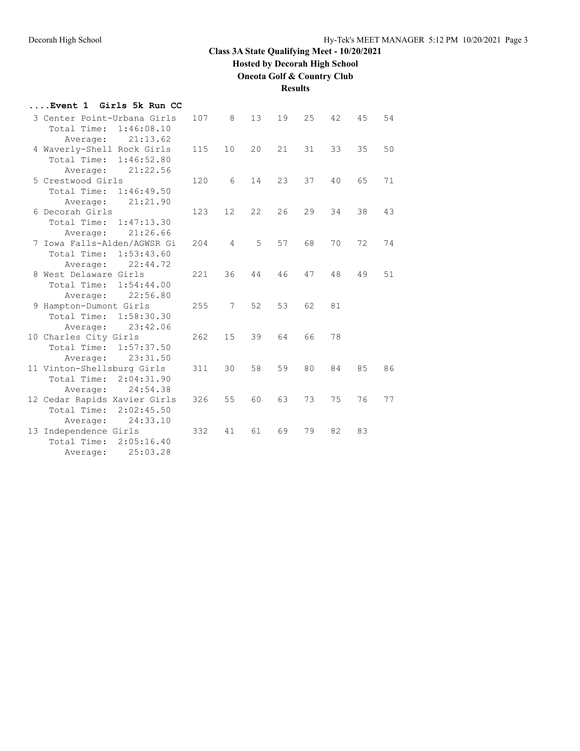# Class 3A State Qualifying Meet - 10/20/2021

**Hosted by Decorah High School**

**Oneota Golf & Country Club**

**Results**

**....Event 1 Girls 5k Run CC**

| | | | | | | | | | |
|---|---|---|---|---|---|---|---|---|---|
| 3 | Center Point-Urbana Girls | 107 | 8 | 13 | 19 | 25 | 42 | 45 | 54 |
| | Total Time: 1:46:08.10 | | | | | | | | |
| | Average: 21:13.62 | | | | | | | | |
| 4 | Waverly-Shell Rock Girls | 115 | 10 | 20 | 21 | 31 | 33 | 35 | 50 |
| | Total Time: 1:46:52.80 | | | | | | | | |
| | Average: 21:22.56 | | | | | | | | |
| 5 | Crestwood Girls | 120 | 6 | 14 | 23 | 37 | 40 | 65 | 71 |
| | Total Time: 1:46:49.50 | | | | | | | | |
| | Average: 21:21.90 | | | | | | | | |
| 6 | Decorah Girls | 123 | 12 | 22 | 26 | 29 | 34 | 38 | 43 |
| | Total Time: 1:47:13.30 | | | | | | | | |
| | Average: 21:26.66 | | | | | | | | |
| 7 | Iowa Falls-Alden/AGWSR Gi | 204 | 4 | 5 | 57 | 68 | 70 | 72 | 74 |
| | Total Time: 1:53:43.60 | | | | | | | | |
| | Average: 22:44.72 | | | | | | | | |
| 8 | West Delaware Girls | 221 | 36 | 44 | 46 | 47 | 48 | 49 | 51 |
| | Total Time: 1:54:44.00 | | | | | | | | |
| | Average: 22:56.80 | | | | | | | | |
| 9 | Hampton-Dumont Girls | 255 | 7 | 52 | 53 | 62 | 81 | | |
| | Total Time: 1:58:30.30 | | | | | | | | |
| | Average: 23:42.06 | | | | | | | | |
| 10 | Charles City Girls | 262 | 15 | 39 | 64 | 66 | 78 | | |
| | Total Time: 1:57:37.50 | | | | | | | | |
| | Average: 23:31.50 | | | | | | | | |
| 11 | Vinton-Shellsburg Girls | 311 | 30 | 58 | 59 | 80 | 84 | 85 | 86 |
| | Total Time: 2:04:31.90 | | | | | | | | |
| | Average: 24:54.38 | | | | | | | | |
| 12 | Cedar Rapids Xavier Girls | 326 | 55 | 60 | 63 | 73 | 75 | 76 | 77 |
| | Total Time: 2:02:45.50 | | | | | | | | |
| | Average: 24:33.10 | | | | | | | | |
| 13 | Independence Girls | 332 | 41 | 61 | 69 | 79 | 82 | 83 | |
| | Total Time: 2:05:16.40 | | | | | | | | |
| | Average: 25:03.28 | | | | | | | | |